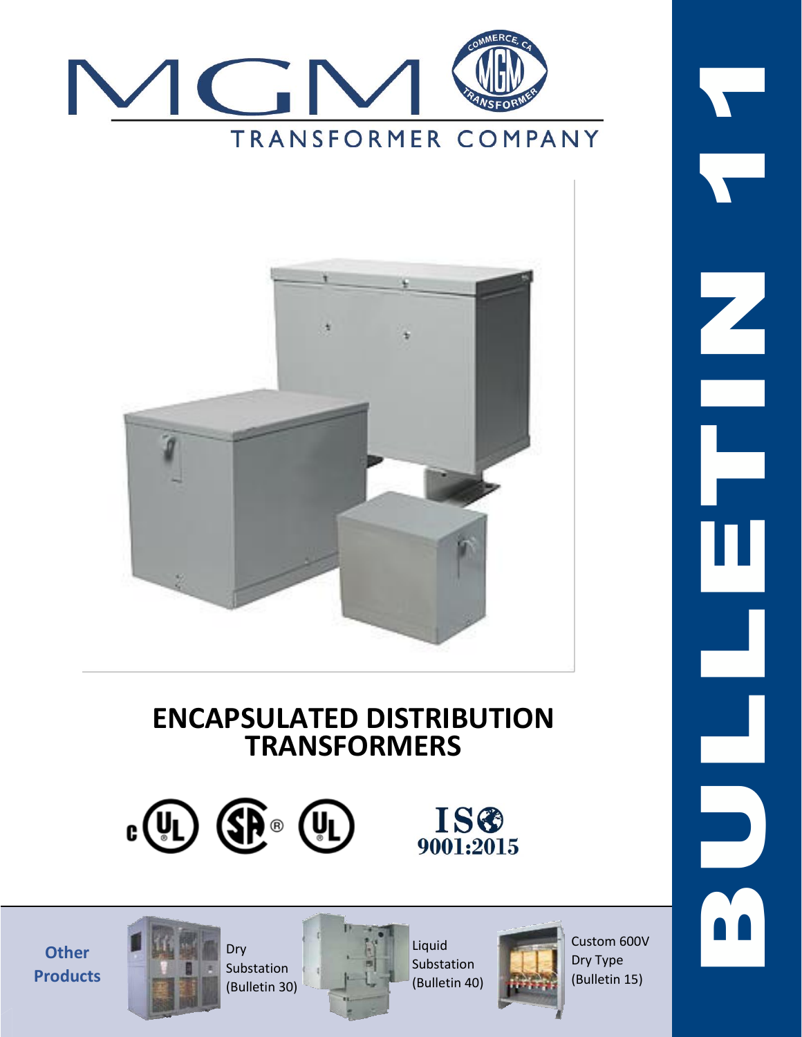# MGM TRANSFORMER COMPANY

# ENCAPSULATED DISTRIBUTION TRANSFORMERS

ISO 9001:2015

**Other Products**

Dry Substation (Bulletin 30)

Liquid Substation (Bulletin 40)

Custom 600V Dry Type (Bulletin 15)

BULLETIN 11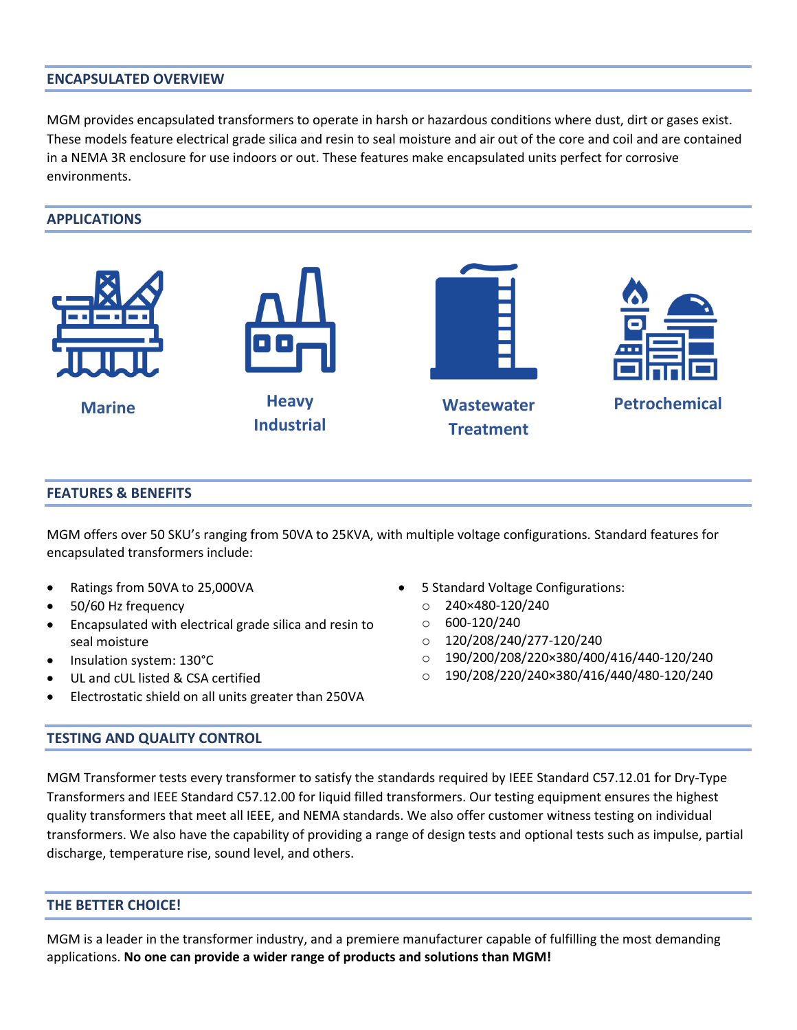## ENCAPSULATED OVERVIEW

MGM provides encapsulated transformers to operate in harsh or hazardous conditions where dust, dirt or gases exist. These models feature electrical grade silica and resin to seal moisture and air out of the core and coil and are contained in a NEMA 3R enclosure for use indoors or out. These features make encapsulated units perfect for corrosive environments.

## APPLICATIONS

**Marine**

**Heavy Industrial**

**Wastewater Treatment**

**Petrochemical**

## FEATURES & BENEFITS

MGM offers over 50 SKU's ranging from 50VA to 25KVA, with multiple voltage configurations. Standard features for encapsulated transformers include:

- Ratings from 50VA to 25,000VA
- 50/60 Hz frequency
- Encapsulated with electrical grade silica and resin to seal moisture
- Insulation system: 130°C
- UL and cUL listed & CSA certified
- Electrostatic shield on all units greater than 250VA
- 5 Standard Voltage Configurations:
  - 240×480-120/240
  - 600-120/240
  - 120/208/240/277-120/240
  - 190/200/208/220×380/400/416/440-120/240
  - 190/208/220/240×380/416/440/480-120/240

## TESTING AND QUALITY CONTROL

MGM Transformer tests every transformer to satisfy the standards required by IEEE Standard C57.12.01 for Dry-Type Transformers and IEEE Standard C57.12.00 for liquid filled transformers. Our testing equipment ensures the highest quality transformers that meet all IEEE, and NEMA standards. We also offer customer witness testing on individual transformers. We also have the capability of providing a range of design tests and optional tests such as impulse, partial discharge, temperature rise, sound level, and others.

## THE BETTER CHOICE!

MGM is a leader in the transformer industry, and a premiere manufacturer capable of fulfilling the most demanding applications. **No one can provide a wider range of products and solutions than MGM!**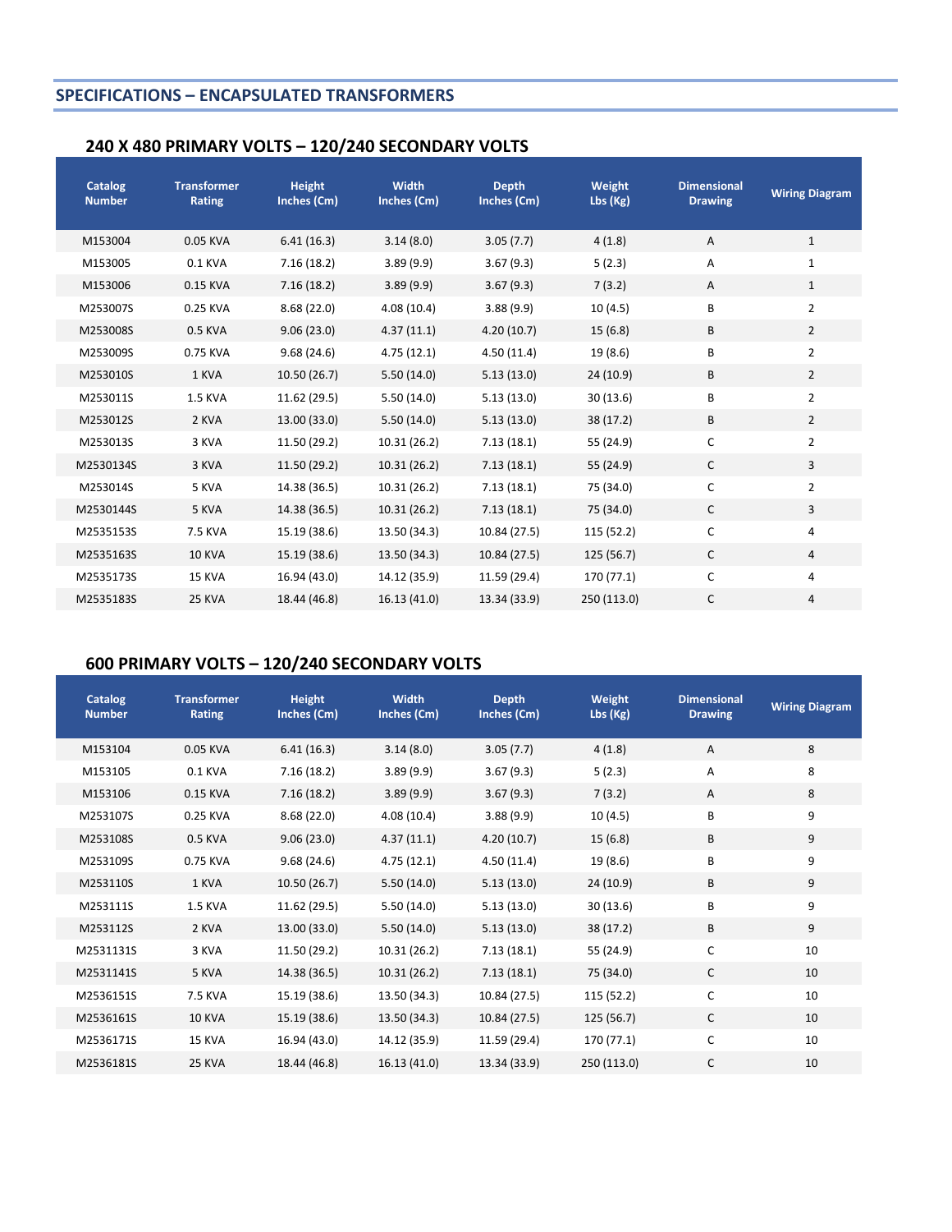## SPECIFICATIONS – ENCAPSULATED TRANSFORMERS

### 240 X 480 PRIMARY VOLTS – 120/240 SECONDARY VOLTS

| Catalog Number | Transformer Rating | Height Inches (Cm) | Width Inches (Cm) | Depth Inches (Cm) | Weight Lbs (Kg) | Dimensional Drawing | Wiring Diagram |
|---|---|---|---|---|---|---|---|
| M153004 | 0.05 KVA | 6.41 (16.3) | 3.14 (8.0) | 3.05 (7.7) | 4 (1.8) | A | 1 |
| M153005 | 0.1 KVA | 7.16 (18.2) | 3.89 (9.9) | 3.67 (9.3) | 5 (2.3) | A | 1 |
| M153006 | 0.15 KVA | 7.16 (18.2) | 3.89 (9.9) | 3.67 (9.3) | 7 (3.2) | A | 1 |
| M253007S | 0.25 KVA | 8.68 (22.0) | 4.08 (10.4) | 3.88 (9.9) | 10 (4.5) | B | 2 |
| M253008S | 0.5 KVA | 9.06 (23.0) | 4.37 (11.1) | 4.20 (10.7) | 15 (6.8) | B | 2 |
| M253009S | 0.75 KVA | 9.68 (24.6) | 4.75 (12.1) | 4.50 (11.4) | 19 (8.6) | B | 2 |
| M253010S | 1 KVA | 10.50 (26.7) | 5.50 (14.0) | 5.13 (13.0) | 24 (10.9) | B | 2 |
| M253011S | 1.5 KVA | 11.62 (29.5) | 5.50 (14.0) | 5.13 (13.0) | 30 (13.6) | B | 2 |
| M253012S | 2 KVA | 13.00 (33.0) | 5.50 (14.0) | 5.13 (13.0) | 38 (17.2) | B | 2 |
| M253013S | 3 KVA | 11.50 (29.2) | 10.31 (26.2) | 7.13 (18.1) | 55 (24.9) | C | 2 |
| M2530134S | 3 KVA | 11.50 (29.2) | 10.31 (26.2) | 7.13 (18.1) | 55 (24.9) | C | 3 |
| M253014S | 5 KVA | 14.38 (36.5) | 10.31 (26.2) | 7.13 (18.1) | 75 (34.0) | C | 2 |
| M2530144S | 5 KVA | 14.38 (36.5) | 10.31 (26.2) | 7.13 (18.1) | 75 (34.0) | C | 3 |
| M2535153S | 7.5 KVA | 15.19 (38.6) | 13.50 (34.3) | 10.84 (27.5) | 115 (52.2) | C | 4 |
| M2535163S | 10 KVA | 15.19 (38.6) | 13.50 (34.3) | 10.84 (27.5) | 125 (56.7) | C | 4 |
| M2535173S | 15 KVA | 16.94 (43.0) | 14.12 (35.9) | 11.59 (29.4) | 170 (77.1) | C | 4 |
| M2535183S | 25 KVA | 18.44 (46.8) | 16.13 (41.0) | 13.34 (33.9) | 250 (113.0) | C | 4 |

### 600 PRIMARY VOLTS – 120/240 SECONDARY VOLTS

| Catalog Number | Transformer Rating | Height Inches (Cm) | Width Inches (Cm) | Depth Inches (Cm) | Weight Lbs (Kg) | Dimensional Drawing | Wiring Diagram |
|---|---|---|---|---|---|---|---|
| M153104 | 0.05 KVA | 6.41 (16.3) | 3.14 (8.0) | 3.05 (7.7) | 4 (1.8) | A | 8 |
| M153105 | 0.1 KVA | 7.16 (18.2) | 3.89 (9.9) | 3.67 (9.3) | 5 (2.3) | A | 8 |
| M153106 | 0.15 KVA | 7.16 (18.2) | 3.89 (9.9) | 3.67 (9.3) | 7 (3.2) | A | 8 |
| M253107S | 0.25 KVA | 8.68 (22.0) | 4.08 (10.4) | 3.88 (9.9) | 10 (4.5) | B | 9 |
| M253108S | 0.5 KVA | 9.06 (23.0) | 4.37 (11.1) | 4.20 (10.7) | 15 (6.8) | B | 9 |
| M253109S | 0.75 KVA | 9.68 (24.6) | 4.75 (12.1) | 4.50 (11.4) | 19 (8.6) | B | 9 |
| M253110S | 1 KVA | 10.50 (26.7) | 5.50 (14.0) | 5.13 (13.0) | 24 (10.9) | B | 9 |
| M253111S | 1.5 KVA | 11.62 (29.5) | 5.50 (14.0) | 5.13 (13.0) | 30 (13.6) | B | 9 |
| M253112S | 2 KVA | 13.00 (33.0) | 5.50 (14.0) | 5.13 (13.0) | 38 (17.2) | B | 9 |
| M2531131S | 3 KVA | 11.50 (29.2) | 10.31 (26.2) | 7.13 (18.1) | 55 (24.9) | C | 10 |
| M2531141S | 5 KVA | 14.38 (36.5) | 10.31 (26.2) | 7.13 (18.1) | 75 (34.0) | C | 10 |
| M2536151S | 7.5 KVA | 15.19 (38.6) | 13.50 (34.3) | 10.84 (27.5) | 115 (52.2) | C | 10 |
| M2536161S | 10 KVA | 15.19 (38.6) | 13.50 (34.3) | 10.84 (27.5) | 125 (56.7) | C | 10 |
| M2536171S | 15 KVA | 16.94 (43.0) | 14.12 (35.9) | 11.59 (29.4) | 170 (77.1) | C | 10 |
| M2536181S | 25 KVA | 18.44 (46.8) | 16.13 (41.0) | 13.34 (33.9) | 250 (113.0) | C | 10 |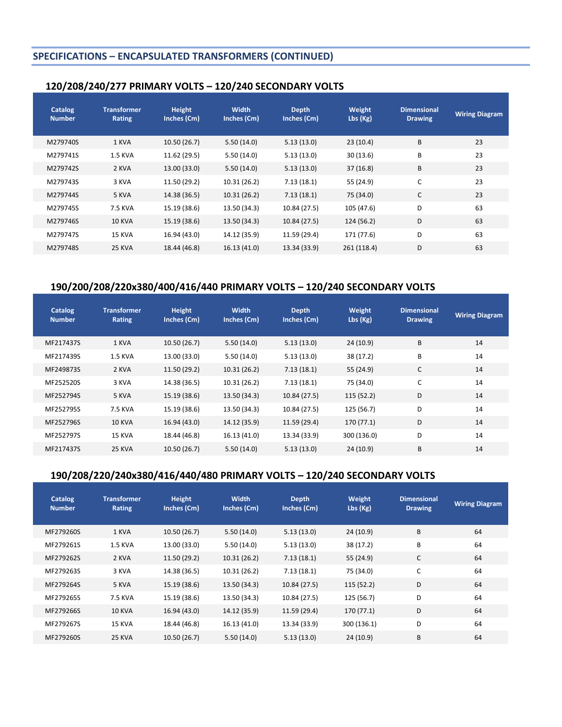## SPECIFICATIONS – ENCAPSULATED TRANSFORMERS (CONTINUED)

### 120/208/240/277 PRIMARY VOLTS – 120/240 SECONDARY VOLTS

| Catalog Number | Transformer Rating | Height Inches (Cm) | Width Inches (Cm) | Depth Inches (Cm) | Weight Lbs (Kg) | Dimensional Drawing | Wiring Diagram |
|---|---|---|---|---|---|---|---|
| M279740S | 1 KVA | 10.50 (26.7) | 5.50 (14.0) | 5.13 (13.0) | 23 (10.4) | B | 23 |
| M279741S | 1.5 KVA | 11.62 (29.5) | 5.50 (14.0) | 5.13 (13.0) | 30 (13.6) | B | 23 |
| M279742S | 2 KVA | 13.00 (33.0) | 5.50 (14.0) | 5.13 (13.0) | 37 (16.8) | B | 23 |
| M279743S | 3 KVA | 11.50 (29.2) | 10.31 (26.2) | 7.13 (18.1) | 55 (24.9) | C | 23 |
| M279744S | 5 KVA | 14.38 (36.5) | 10.31 (26.2) | 7.13 (18.1) | 75 (34.0) | C | 23 |
| M279745S | 7.5 KVA | 15.19 (38.6) | 13.50 (34.3) | 10.84 (27.5) | 105 (47.6) | D | 63 |
| M279746S | 10 KVA | 15.19 (38.6) | 13.50 (34.3) | 10.84 (27.5) | 124 (56.2) | D | 63 |
| M279747S | 15 KVA | 16.94 (43.0) | 14.12 (35.9) | 11.59 (29.4) | 171 (77.6) | D | 63 |
| M279748S | 25 KVA | 18.44 (46.8) | 16.13 (41.0) | 13.34 (33.9) | 261 (118.4) | D | 63 |

### 190/200/208/220x380/400/416/440 PRIMARY VOLTS – 120/240 SECONDARY VOLTS

| Catalog Number | Transformer Rating | Height Inches (Cm) | Width Inches (Cm) | Depth Inches (Cm) | Weight Lbs (Kg) | Dimensional Drawing | Wiring Diagram |
|---|---|---|---|---|---|---|---|
| MF217437S | 1 KVA | 10.50 (26.7) | 5.50 (14.0) | 5.13 (13.0) | 24 (10.9) | B | 14 |
| MF217439S | 1.5 KVA | 13.00 (33.0) | 5.50 (14.0) | 5.13 (13.0) | 38 (17.2) | B | 14 |
| MF249873S | 2 KVA | 11.50 (29.2) | 10.31 (26.2) | 7.13 (18.1) | 55 (24.9) | C | 14 |
| MF252520S | 3 KVA | 14.38 (36.5) | 10.31 (26.2) | 7.13 (18.1) | 75 (34.0) | C | 14 |
| MF252794S | 5 KVA | 15.19 (38.6) | 13.50 (34.3) | 10.84 (27.5) | 115 (52.2) | D | 14 |
| MF252795S | 7.5 KVA | 15.19 (38.6) | 13.50 (34.3) | 10.84 (27.5) | 125 (56.7) | D | 14 |
| MF252796S | 10 KVA | 16.94 (43.0) | 14.12 (35.9) | 11.59 (29.4) | 170 (77.1) | D | 14 |
| MF252797S | 15 KVA | 18.44 (46.8) | 16.13 (41.0) | 13.34 (33.9) | 300 (136.0) | D | 14 |
| MF217437S | 25 KVA | 10.50 (26.7) | 5.50 (14.0) | 5.13 (13.0) | 24 (10.9) | B | 14 |

### 190/208/220/240x380/416/440/480 PRIMARY VOLTS – 120/240 SECONDARY VOLTS

| Catalog Number | Transformer Rating | Height Inches (Cm) | Width Inches (Cm) | Depth Inches (Cm) | Weight Lbs (Kg) | Dimensional Drawing | Wiring Diagram |
|---|---|---|---|---|---|---|---|
| MF279260S | 1 KVA | 10.50 (26.7) | 5.50 (14.0) | 5.13 (13.0) | 24 (10.9) | B | 64 |
| MF279261S | 1.5 KVA | 13.00 (33.0) | 5.50 (14.0) | 5.13 (13.0) | 38 (17.2) | B | 64 |
| MF279262S | 2 KVA | 11.50 (29.2) | 10.31 (26.2) | 7.13 (18.1) | 55 (24.9) | C | 64 |
| MF279263S | 3 KVA | 14.38 (36.5) | 10.31 (26.2) | 7.13 (18.1) | 75 (34.0) | C | 64 |
| MF279264S | 5 KVA | 15.19 (38.6) | 13.50 (34.3) | 10.84 (27.5) | 115 (52.2) | D | 64 |
| MF279265S | 7.5 KVA | 15.19 (38.6) | 13.50 (34.3) | 10.84 (27.5) | 125 (56.7) | D | 64 |
| MF279266S | 10 KVA | 16.94 (43.0) | 14.12 (35.9) | 11.59 (29.4) | 170 (77.1) | D | 64 |
| MF279267S | 15 KVA | 18.44 (46.8) | 16.13 (41.0) | 13.34 (33.9) | 300 (136.1) | D | 64 |
| MF279260S | 25 KVA | 10.50 (26.7) | 5.50 (14.0) | 5.13 (13.0) | 24 (10.9) | B | 64 |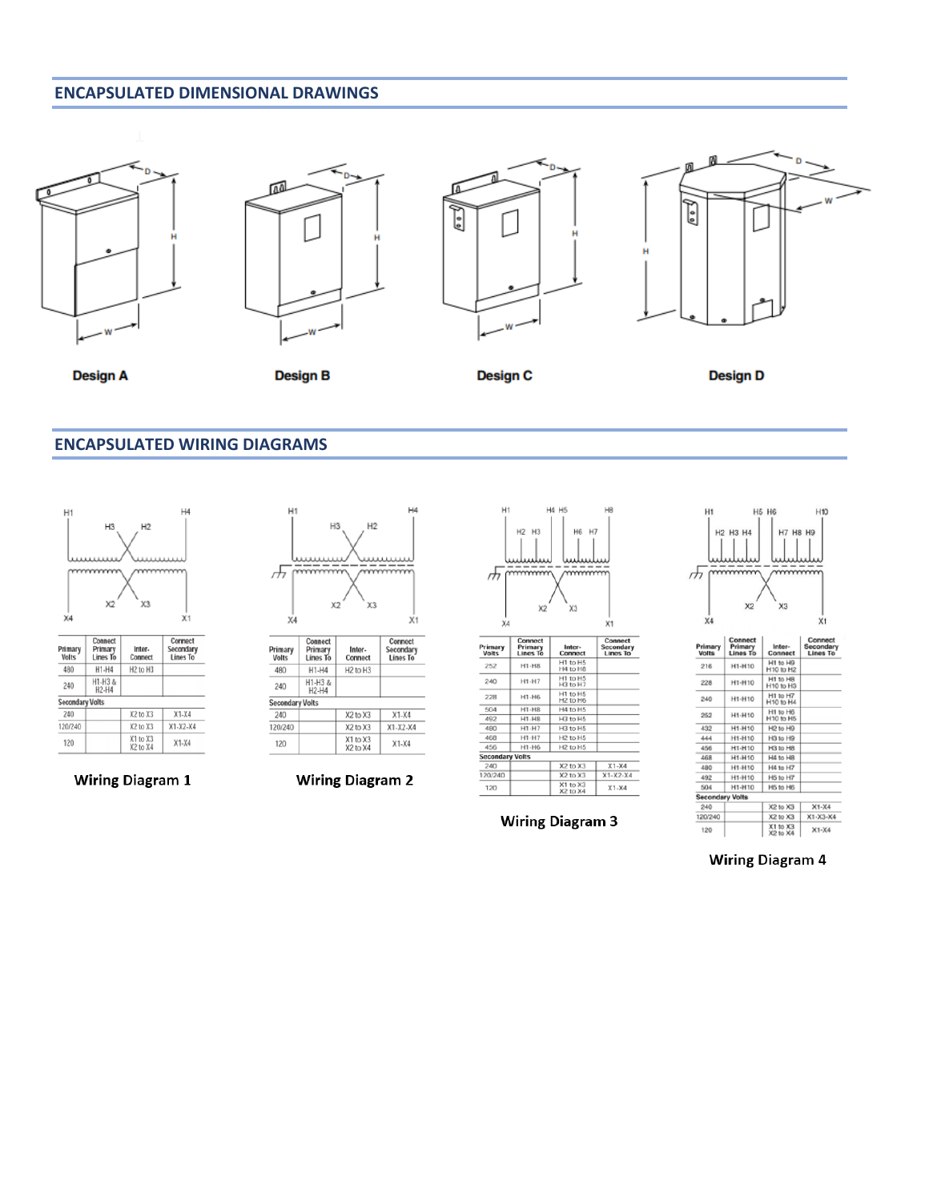## ENCAPSULATED DIMENSIONAL DRAWINGS

**Design A**

**Design B**

**Design C**

**Design D**

## ENCAPSULATED WIRING DIAGRAMS

| Primary Volts | Connect Primary Lines To | Inter-Connect | Connect Secondary Lines To |
|---|---|---|---|
| 480 | H1-H4 | H2 to H3 | |
| 240 | H1-H3 & H2-H4 | | |
| **Secondary Volts** | | | |
| 240 | | X2 to X3 | X1-X4 |
| 120/240 | | X2 to X3 | X1-X2-X4 |
| 120 | | X1 to X3 X2 to X4 | X1-X4 |

**Wiring Diagram 1**

| Primary Volts | Connect Primary Lines To | Inter-Connect | Connect Secondary Lines To |
|---|---|---|---|
| 480 | H1-H4 | H2 to H3 | |
| 240 | H1-H3 & H2-H4 | | |
| **Secondary Volts** | | | |
| 240 | | X2 to X3 | X1-X4 |
| 120/240 | | X2 to X3 | X1-X2-X4 |
| 120 | | X1 to X3 X2 to X4 | X1-X4 |

**Wiring Diagram 2**

| Primary Volts | Connect Primary Lines To | Inter-Connect | Connect Secondary Lines To |
|---|---|---|---|
| 252 | H1-H8 | H1 to H5 H4 to H8 | |
| 240 | H1-H7 | H1 to H5 H3 to H7 | |
| 228 | H1-H6 | H1 to H5 H2 to H6 | |
| 504 | H1-H8 | H4 to H5 | |
| 492 | H1-H8 | H3 to H5 | |
| 480 | H1-H7 | H3 to H5 | |
| 468 | H1-H7 | H2 to H5 | |
| 456 | H1-H6 | H2 to H5 | |
| **Secondary Volts** | | | |
| 240 | | X2 to X3 | X1-X4 |
| 120/240 | | X2 to X3 | X1-X2-X4 |
| 120 | | X1 to X3 X2 to X4 | X1-X4 |

**Wiring Diagram 3**

| Primary Volts | Connect Primary Lines To | Inter-Connect | Connect Secondary Lines To |
|---|---|---|---|
| 216 | H1-H10 | H1 to H9 H10 to H2 | |
| 228 | H1-H10 | H1 to H8 H10 to H3 | |
| 240 | H1-H10 | H1 to H7 H10 to H4 | |
| 252 | H1-H10 | H1 to H6 H10 to H5 | |
| 432 | H1-H10 | H2 to H9 | |
| 444 | H1-H10 | H3 to H9 | |
| 456 | H1-H10 | H3 to H8 | |
| 468 | H1-H10 | H4 to H8 | |
| 480 | H1-H10 | H4 to H7 | |
| 492 | H1-H10 | H5 to H7 | |
| 504 | H1-H10 | H5 to H6 | |
| **Secondary Volts** | | | |
| 240 | | X2 to X3 | X1-X4 |
| 120/240 | | X2 to X3 | X1-X3-X4 |
| 120 | | X1 to X3 X2 to X4 | X1-X4 |

**Wiring Diagram 4**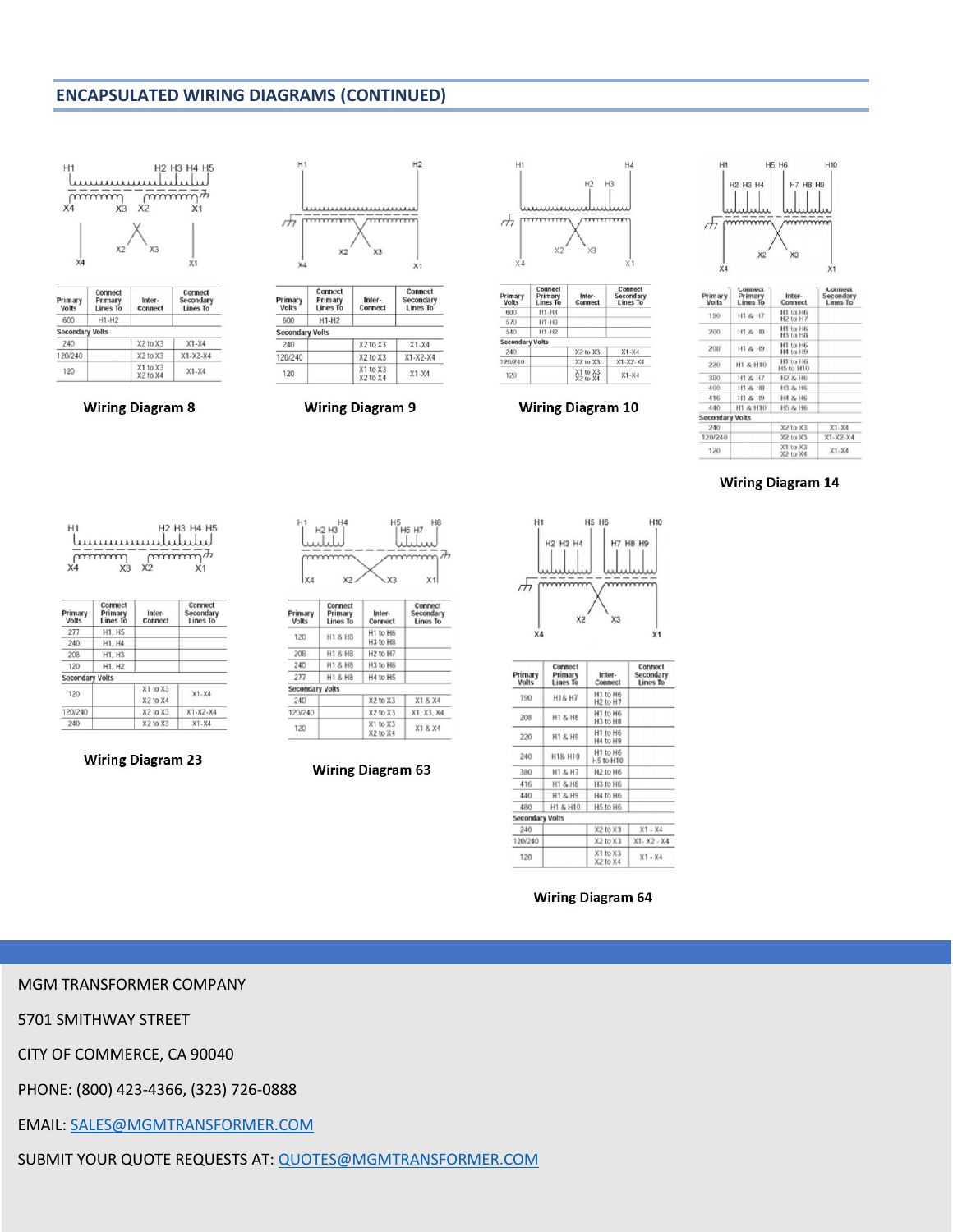## ENCAPSULATED WIRING DIAGRAMS (CONTINUED)

H1 H2 H3 H4 H5
X4 X3 X2 X1
X2 X3
X4 X1

| Primary Volts | Connect Primary Lines To | Inter-Connect | Connect Secondary Lines To |
|---|---|---|---|
| 600 | H1-H2 | | |
| Secondary Volts | | | |
| 240 | | X2 to X3 | X1-X4 |
| 120/240 | | X2 to X3 | X1-X2-X4 |
| 120 | | X1 to X3 X2 to X4 | X1-X4 |

**Wiring Diagram 8**

H1 H2
X2 X3
X4 X1

| Primary Volts | Connect Primary Lines To | Inter-Connect | Connect Secondary Lines To |
|---|---|---|---|
| 600 | H1-H2 | | |
| Secondary Volts | | | |
| 240 | | X2 to X3 | X1-X4 |
| 120/240 | | X2 to X3 | X1-X2-X4 |
| 120 | | X1 to X3 X2 to X4 | X1-X4 |

**Wiring Diagram 9**

H1 H4
H2 H3
X2 X3
X4 X1

| Primary Volts | Connect Primary Lines To | Inter-Connect | Connect Secondary Lines To |
|---|---|---|---|
| 600 | H1-H4 | | |
| 570 | H1-H3 | | |
| 540 | H1-H2 | | |
| Secondary Volts | | | |
| 240 | | X2 to X3 | X1-X4 |
| 120/240 | | X2 to X3 | X1-X2-X4 |
| 120 | | X1 to X3 X2 to X4 | X1-X4 |

**Wiring Diagram 10**

H1 H5 H6 H10
H2 H3 H4 H7 H8 H9
X2 X3
X4 X1

| Primary Volts | Connect Primary Lines To | Inter-Connect | Connect Secondary Lines To |
|---|---|---|---|
| 190 | H1 & H7 | H1 to H6 H2 to H7 | |
| 200 | H1 & H8 | H1 to H6 H3 to H8 | |
| 208 | H1 & H9 | H1 to H6 H4 to H9 | |
| 220 | H1 & H10 | H1 to H6 H5 to H10 | |
| 380 | H1 & H7 | H2 & H6 | |
| 400 | H1 & H8 | H3 & H6 | |
| 416 | H1 & H9 | H4 & H6 | |
| 440 | H1 & H10 | H5 & H6 | |
| Secondary Volts | | | |
| 240 | | X2 to X3 | X1-X4 |
| 120/240 | | X2 to X3 | X1-X2-X4 |
| 120 | | X1 to X3 X2 to X4 | X1-X4 |

**Wiring Diagram 14**

H1 H2 H3 H4 H5
X4 X3 X2 X1

| Primary Volts | Connect Primary Lines To | Inter-Connect | Connect Secondary Lines To |
|---|---|---|---|
| 277 | H1, H5 | | |
| 240 | H1, H4 | | |
| 208 | H1, H3 | | |
| 120 | H1, H2 | | |
| Secondary Volts | | | |
| 120 | | X1 to X3 X2 to X4 | X1-X4 |
| 120/240 | | X2 to X3 | X1-X2-X4 |
| 240 | | X2 to X3 | X1-X4 |

**Wiring Diagram 23**

H1 H2 H3 H4 H5 H6 H7 H8
X4 X2 X3 X1

| Primary Volts | Connect Primary Lines To | Inter-Connect | Connect Secondary Lines To |
|---|---|---|---|
| 120 | H1 & H8 | H1 to H6 H3 to H8 | |
| 208 | H1 & H8 | H2 to H7 | |
| 240 | H1 & H8 | H3 to H6 | |
| 277 | H1 & H8 | H4 to H5 | |
| Secondary Volts | | | |
| 240 | | X2 to X3 | X1 & X4 |
| 120/240 | | X2 to X3 | X1, X3, X4 |
| 120 | | X1 to X3 X2 to X4 | X1 & X4 |

**Wiring Diagram 63**

H1 H5 H6 H10
H2 H3 H4 H7 H8 H9
X2 X3
X4 X1

| Primary Volts | Connect Primary Lines To | Inter-Connect | Connect Secondary Lines To |
|---|---|---|---|
| 190 | H1& H7 | H1 to H6 H2 to H7 | |
| 208 | H1 & H8 | H1 to H6 H3 to H8 | |
| 220 | H1 & H9 | H1 to H6 H4 to H9 | |
| 240 | H1& H10 | H1 to H6 H5 to H10 | |
| 380 | H1 & H7 | H2 to H6 | |
| 416 | H1 & H8 | H3 to H6 | |
| 440 | H1 & H9 | H4 to H6 | |
| 480 | H1 & H10 | H5 to H6 | |
| Secondary Volts | | | |
| 240 | | X2 to X3 | X1 - X4 |
| 120/240 | | X2 to X3 | X1- X2 - X4 |
| 120 | | X1 to X3 X2 to X4 | X1 - X4 |

**Wiring Diagram 64**

MGM TRANSFORMER COMPANY

5701 SMITHWAY STREET

CITY OF COMMERCE, CA 90040

PHONE: (800) 423-4366, (323) 726-0888

EMAIL: SALES@MGMTRANSFORMER.COM

SUBMIT YOUR QUOTE REQUESTS AT: QUOTES@MGMTRANSFORMER.COM